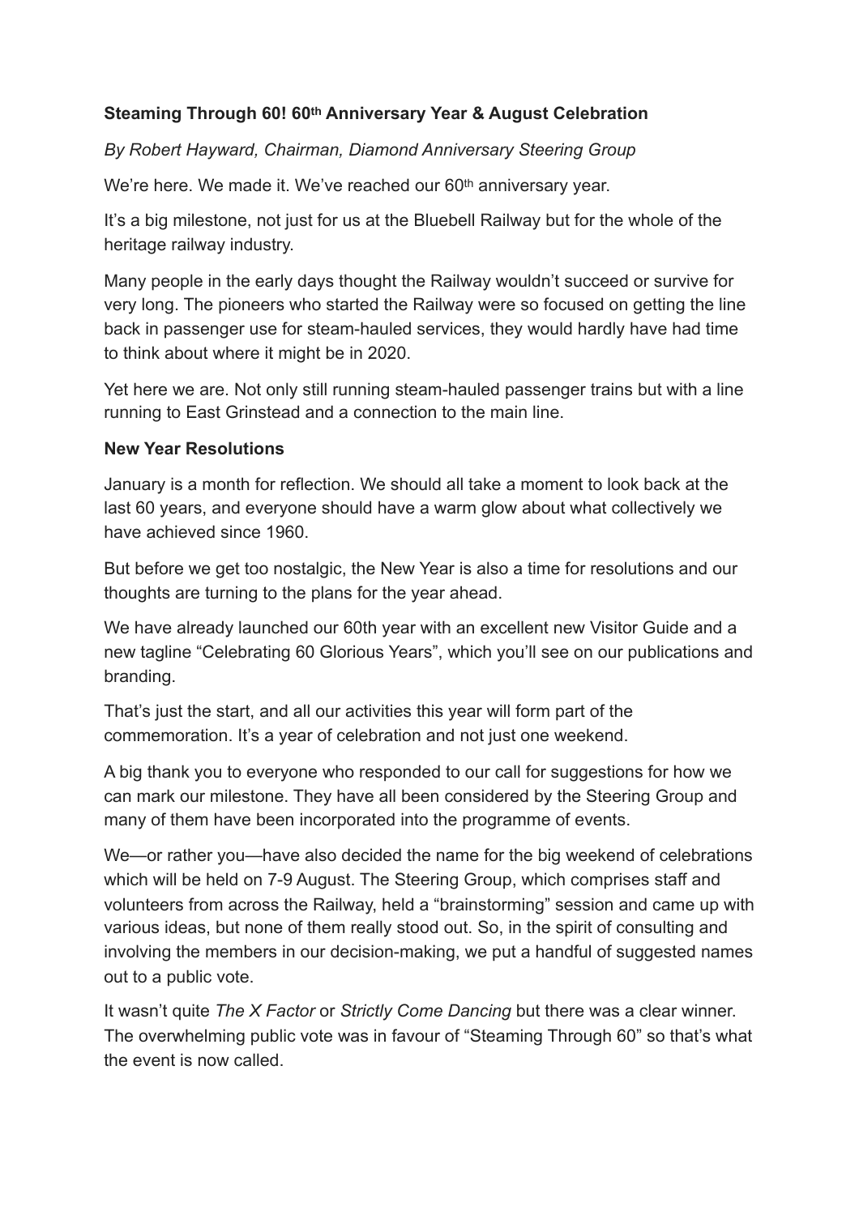**Steaming Through 60! 60th Anniversary Year & August Celebration**

*By Robert Hayward, Chairman, Diamond Anniversary Steering Group*

We're here. We made it. We've reached our 60th anniversary year.

It's a big milestone, not just for us at the Bluebell Railway but for the whole of the heritage railway industry.

Many people in the early days thought the Railway wouldn't succeed or survive for very long. The pioneers who started the Railway were so focused on getting the line back in passenger use for steam-hauled services, they would hardly have had time to think about where it might be in 2020.

Yet here we are. Not only still running steam-hauled passenger trains but with a line running to East Grinstead and a connection to the main line.

**New Year Resolutions**

January is a month for reflection. We should all take a moment to look back at the last 60 years, and everyone should have a warm glow about what collectively we have achieved since 1960.

But before we get too nostalgic, the New Year is also a time for resolutions and our thoughts are turning to the plans for the year ahead.

We have already launched our 60th year with an excellent new Visitor Guide and a new tagline "Celebrating 60 Glorious Years", which you'll see on our publications and branding.

That's just the start, and all our activities this year will form part of the commemoration. It's a year of celebration and not just one weekend.

A big thank you to everyone who responded to our call for suggestions for how we can mark our milestone. They have all been considered by the Steering Group and many of them have been incorporated into the programme of events.

We—or rather you—have also decided the name for the big weekend of celebrations which will be held on 7-9 August. The Steering Group, which comprises staff and volunteers from across the Railway, held a "brainstorming" session and came up with various ideas, but none of them really stood out. So, in the spirit of consulting and involving the members in our decision-making, we put a handful of suggested names out to a public vote.

It wasn't quite *The X Factor* or *Strictly Come Dancing* but there was a clear winner. The overwhelming public vote was in favour of "Steaming Through 60" so that's what the event is now called.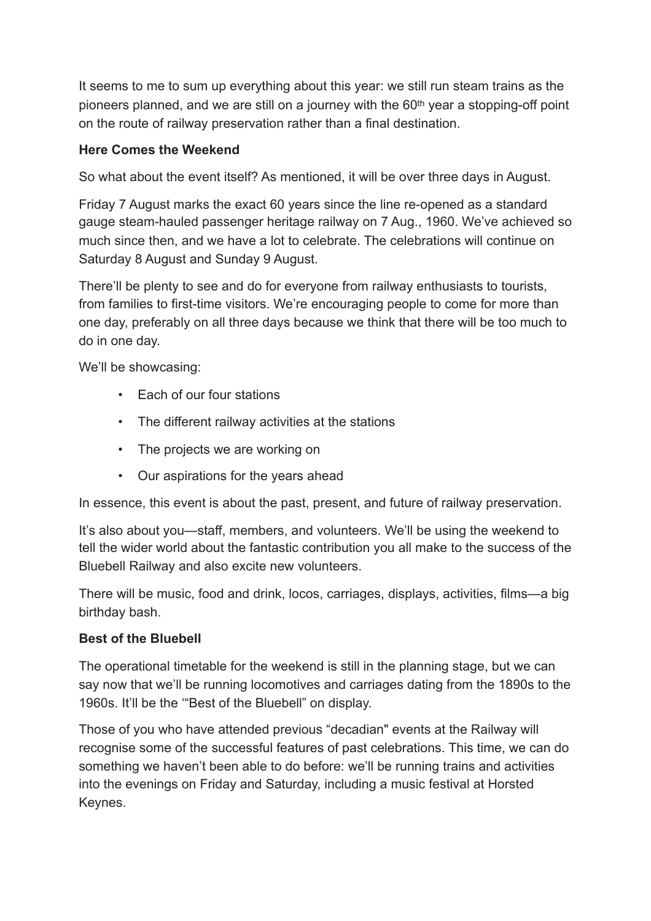It seems to me to sum up everything about this year: we still run steam trains as the pioneers planned, and we are still on a journey with the 60th year a stopping-off point on the route of railway preservation rather than a final destination.

**Here Comes the Weekend**

So what about the event itself? As mentioned, it will be over three days in August.

Friday 7 August marks the exact 60 years since the line re-opened as a standard gauge steam-hauled passenger heritage railway on 7 Aug., 1960. We've achieved so much since then, and we have a lot to celebrate. The celebrations will continue on Saturday 8 August and Sunday 9 August.

There'll be plenty to see and do for everyone from railway enthusiasts to tourists, from families to first-time visitors. We're encouraging people to come for more than one day, preferably on all three days because we think that there will be too much to do in one day.

We'll be showcasing:

- Each of our four stations
- The different railway activities at the stations
- The projects we are working on
- Our aspirations for the years ahead

In essence, this event is about the past, present, and future of railway preservation.

It's also about you—staff, members, and volunteers. We'll be using the weekend to tell the wider world about the fantastic contribution you all make to the success of the Bluebell Railway and also excite new volunteers.

There will be music, food and drink, locos, carriages, displays, activities, films—a big birthday bash.

**Best of the Bluebell**

The operational timetable for the weekend is still in the planning stage, but we can say now that we'll be running locomotives and carriages dating from the 1890s to the 1960s. It'll be the '"Best of the Bluebell" on display.

Those of you who have attended previous "decadian" events at the Railway will recognise some of the successful features of past celebrations. This time, we can do something we haven't been able to do before: we'll be running trains and activities into the evenings on Friday and Saturday, including a music festival at Horsted Keynes.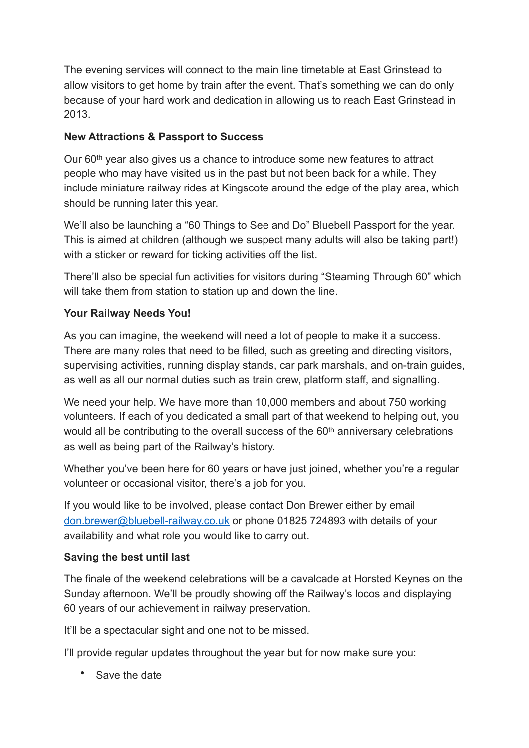The evening services will connect to the main line timetable at East Grinstead to allow visitors to get home by train after the event. That's something we can do only because of your hard work and dedication in allowing us to reach East Grinstead in 2013.

**New Attractions & Passport to Success**

Our 60th year also gives us a chance to introduce some new features to attract people who may have visited us in the past but not been back for a while. They include miniature railway rides at Kingscote around the edge of the play area, which should be running later this year.

We'll also be launching a "60 Things to See and Do" Bluebell Passport for the year. This is aimed at children (although we suspect many adults will also be taking part!) with a sticker or reward for ticking activities off the list.

There'll also be special fun activities for visitors during "Steaming Through 60" which will take them from station to station up and down the line.

**Your Railway Needs You!**

As you can imagine, the weekend will need a lot of people to make it a success. There are many roles that need to be filled, such as greeting and directing visitors, supervising activities, running display stands, car park marshals, and on-train guides, as well as all our normal duties such as train crew, platform staff, and signalling.

We need your help. We have more than 10,000 members and about 750 working volunteers. If each of you dedicated a small part of that weekend to helping out, you would all be contributing to the overall success of the 60th anniversary celebrations as well as being part of the Railway's history.

Whether you've been here for 60 years or have just joined, whether you're a regular volunteer or occasional visitor, there's a job for you.

If you would like to be involved, please contact Don Brewer either by email [don.brewer@bluebell-railway.co.uk](mailto:don.brewer@bluebell-railway.co.uk) or phone 01825 724893 with details of your availability and what role you would like to carry out.

**Saving the best until last**

The finale of the weekend celebrations will be a cavalcade at Horsted Keynes on the Sunday afternoon. We'll be proudly showing off the Railway's locos and displaying 60 years of our achievement in railway preservation.

It'll be a spectacular sight and one not to be missed.

I'll provide regular updates throughout the year but for now make sure you:

- Save the date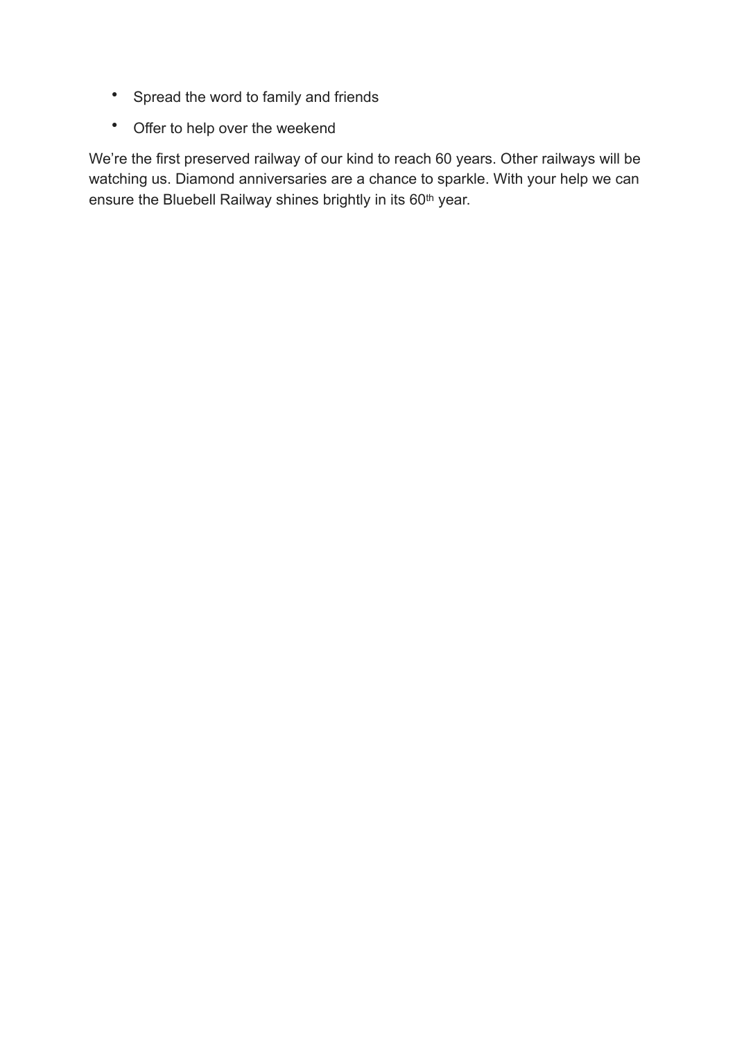- Spread the word to family and friends
- Offer to help over the weekend

We’re the first preserved railway of our kind to reach 60 years. Other railways will be watching us. Diamond anniversaries are a chance to sparkle. With your help we can ensure the Bluebell Railway shines brightly in its 60th year.